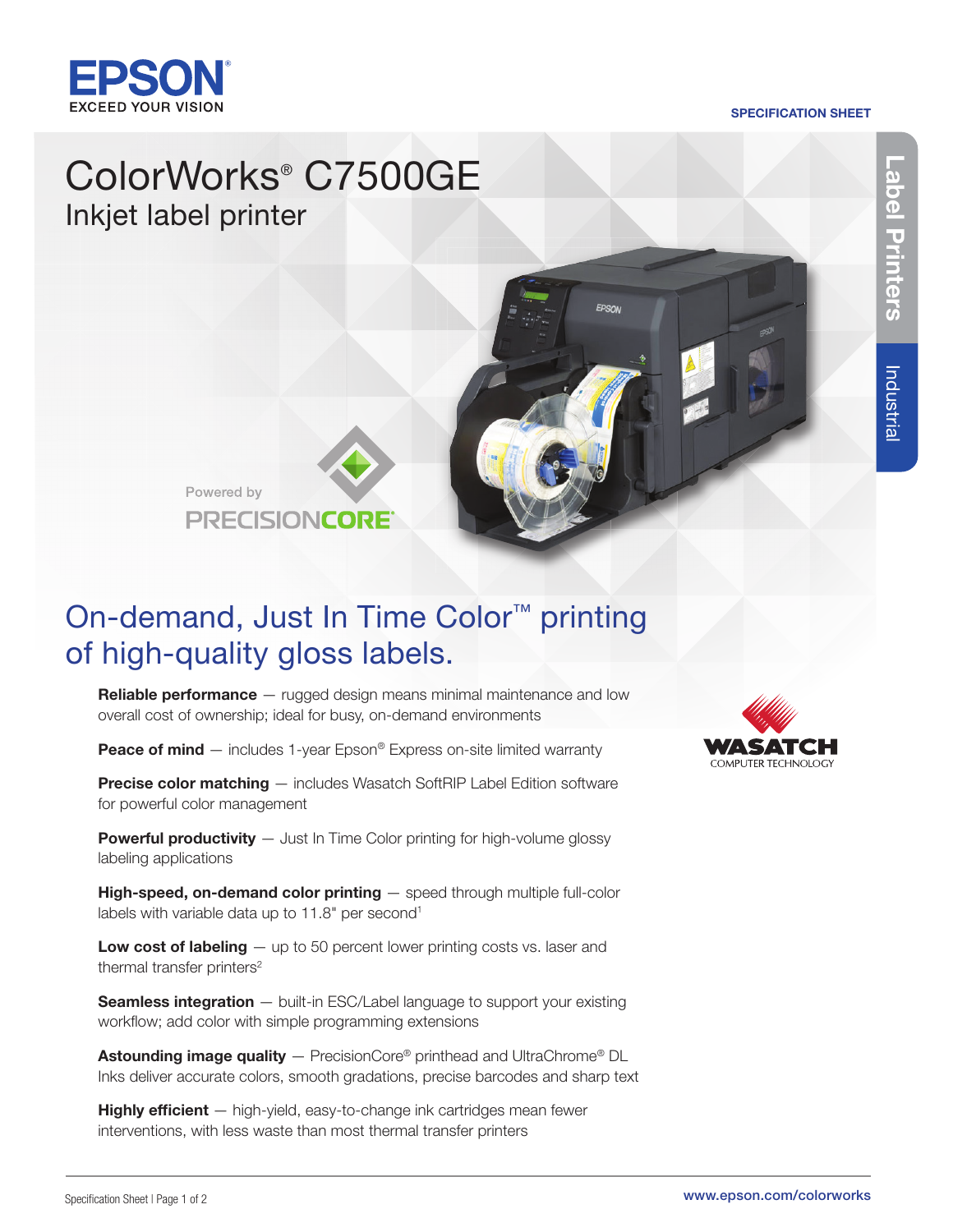SPECIFICATION SHEET

# ColorWorks® C7500GE

## Inkjet label printer

Label Printers

Industrial

Powered by PRECISIONCORE®

## On-demand, Just In Time Color™ printing of high-quality gloss labels.

**Reliable performance** — rugged design means minimal maintenance and low overall cost of ownership; ideal for busy, on-demand environments

**Peace of mind** — includes 1-year Epson® Express on-site limited warranty

**Precise color matching** — includes Wasatch SoftRIP Label Edition software for powerful color management

**Powerful productivity** — Just In Time Color printing for high-volume glossy labeling applications

**High-speed, on-demand color printing** — speed through multiple full-color labels with variable data up to 11.8" per second[1]

**Low cost of labeling** — up to 50 percent lower printing costs vs. laser and thermal transfer printers[2]

**Seamless integration** — built-in ESC/Label language to support your existing workflow; add color with simple programming extensions

**Astounding image quality** — PrecisionCore® printhead and UltraChrome® DL Inks deliver accurate colors, smooth gradations, precise barcodes and sharp text

**Highly efficient** — high-yield, easy-to-change ink cartridges mean fewer interventions, with less waste than most thermal transfer printers

WASATCH COMPUTER TECHNOLOGY

www.epson.com/colorworks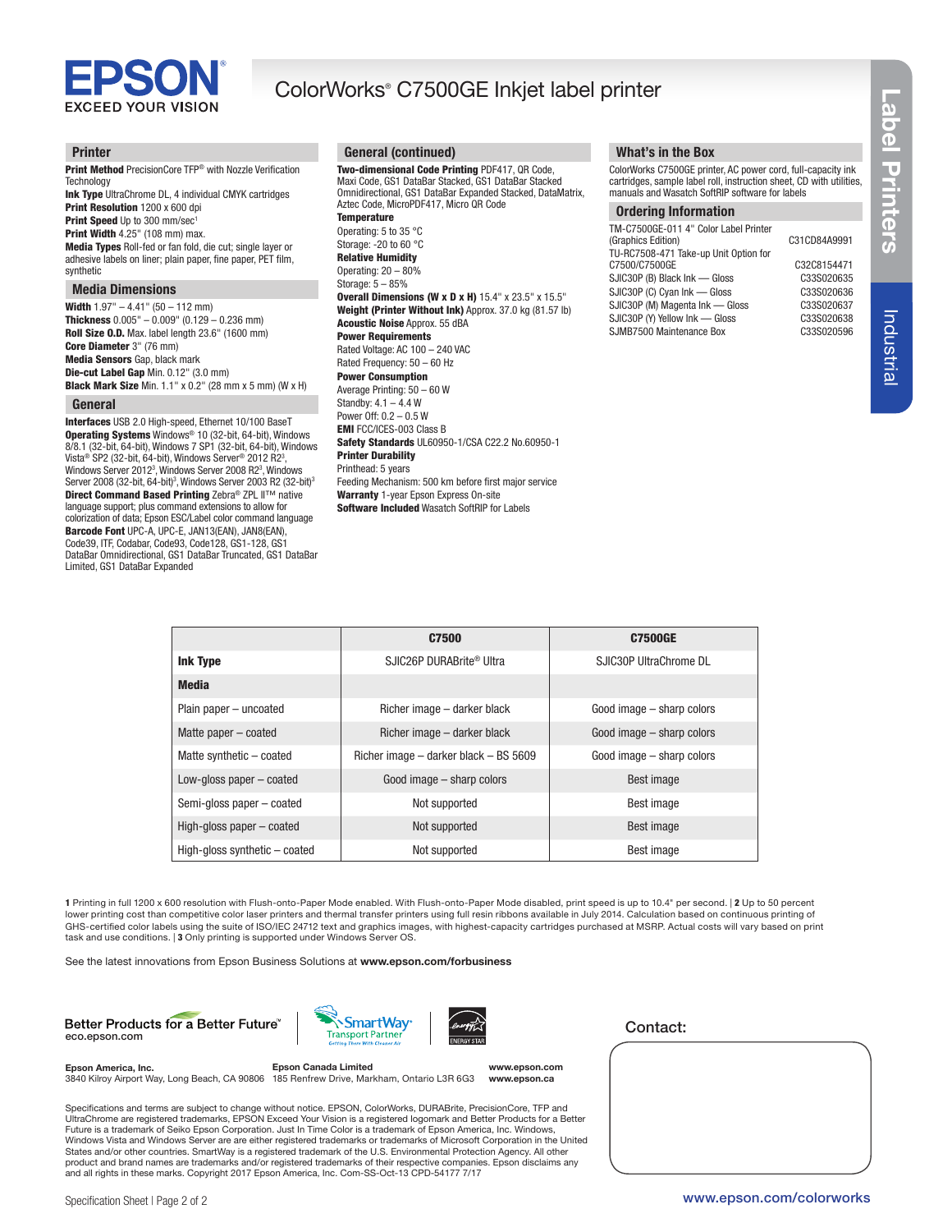# EPSON EXCEED YOUR VISION

# ColorWorks® C7500GE Inkjet label printer

Label Printers | Industrial

## Printer

**Print Method** PrecisionCore TFP® with Nozzle Verification Technology
**Ink Type** UltraChrome DL, 4 individual CMYK cartridges
**Print Resolution** 1200 x 600 dpi
**Print Speed** Up to 300 mm/sec[1]
**Print Width** 4.25" (108 mm) max.
**Media Types** Roll-fed or fan fold, die cut; single layer or adhesive labels on liner; plain paper, fine paper, PET film, synthetic

## Media Dimensions

**Width** 1.97" – 4.41" (50 – 112 mm)
**Thickness** 0.005" – 0.009" (0.129 – 0.236 mm)
**Roll Size O.D.** Max. label length 23.6" (1600 mm)
**Core Diameter** 3" (76 mm)
**Media Sensors** Gap, black mark
**Die-cut Label Gap** Min. 0.12" (3.0 mm)
**Black Mark Size** Min. 1.1" x 0.2" (28 mm x 5 mm) (W x H)

## General

**Interfaces** USB 2.0 High-speed, Ethernet 10/100 BaseT
**Operating Systems** Windows® 10 (32-bit, 64-bit), Windows 8/8.1 (32-bit, 64-bit), Windows 7 SP1 (32-bit, 64-bit), Windows Vista® SP2 (32-bit, 64-bit), Windows Server® 2012 R2[3], Windows Server 2012[3], Windows Server 2008 R2[3], Windows Server 2008 (32-bit, 64-bit)[3], Windows Server 2003 R2 (32-bit)[3]
**Direct Command Based Printing** Zebra® ZPL II™ native language support; plus command extensions to allow for colorization of data; Epson ESC/Label color command language
**Barcode Font** UPC-A, UPC-E, JAN13(EAN), JAN8(EAN), Code39, ITF, Codabar, Code93, Code128, GS1-128, GS1 DataBar Omnidirectional, GS1 DataBar Truncated, GS1 DataBar Limited, GS1 DataBar Expanded

## General (continued)

**Two-dimensional Code Printing** PDF417, QR Code, Maxi Code, GS1 DataBar Stacked, GS1 DataBar Stacked Omnidirectional, GS1 DataBar Expanded Stacked, DataMatrix, Aztec Code, MicroPDF417, Micro QR Code
**Temperature**
Operating: 5 to 35 °C
Storage: -20 to 60 °C
**Relative Humidity**
Operating: 20 – 80%
Storage: 5 – 85%
**Overall Dimensions (W x D x H)** 15.4" x 23.5" x 15.5"
**Weight (Printer Without Ink)** Approx. 37.0 kg (81.57 lb)
**Acoustic Noise** Approx. 55 dBA
**Power Requirements**
Rated Voltage: AC 100 – 240 VAC
Rated Frequency: 50 – 60 Hz
**Power Consumption**
Average Printing: 50 – 60 W
Standby: 4.1 – 4.4 W
Power Off: 0.2 – 0.5 W
**EMI** FCC/ICES-003 Class B
**Safety Standards** UL60950-1/CSA C22.2 No.60950-1
**Printer Durability**
Printhead: 5 years
Feeding Mechanism: 500 km before first major service
**Warranty** 1-year Epson Express On-site
**Software Included** Wasatch SoftRIP for Labels

## What's in the Box

ColorWorks C7500GE printer, AC power cord, full-capacity ink cartridges, sample label roll, instruction sheet, CD with utilities, manuals and Wasatch SoftRIP software for labels

## Ordering Information

| | |
|---|---|
| TM-C7500GE-011 4" Color Label Printer (Graphics Edition) | C31CD84A9991 |
| TU-RC7508-471 Take-up Unit Option for C7500/C7500GE | C32C8154471 |
| SJIC30P (B) Black Ink — Gloss | C33S020635 |
| SJIC30P (C) Cyan Ink — Gloss | C33S020636 |
| SJIC30P (M) Magenta Ink — Gloss | C33S020637 |
| SJIC30P (Y) Yellow Ink — Gloss | C33S020638 |
| SJMB7500 Maintenance Box | C33S020596 |

| | C7500 | C7500GE |
|---|---|---|
| **Ink Type** | SJIC26P DURABrite® Ultra | SJIC30P UltraChrome DL |
| **Media** | | |
| Plain paper – uncoated | Richer image – darker black | Good image – sharp colors |
| Matte paper – coated | Richer image – darker black | Good image – sharp colors |
| Matte synthetic – coated | Richer image – darker black – BS 5609 | Good image – sharp colors |
| Low-gloss paper – coated | Good image – sharp colors | Best image |
| Semi-gloss paper – coated | Not supported | Best image |
| High-gloss paper – coated | Not supported | Best image |
| High-gloss synthetic – coated | Not supported | Best image |

**1** Printing in full 1200 x 600 resolution with Flush-onto-Paper Mode enabled. With Flush-onto-Paper Mode disabled, print speed is up to 10.4" per second. | **2** Up to 50 percent lower printing cost than competitive color laser printers and thermal transfer printers using full resin ribbons available in July 2014. Calculation based on continuous printing of GHS-certified color labels using the suite of ISO/IEC 24712 text and graphics images, with highest-capacity cartridges purchased at MSRP. Actual costs will vary based on print task and use conditions. | **3** Only printing is supported under Windows Server OS.

See the latest innovations from Epson Business Solutions at **www.epson.com/forbusiness**

Better Products for a Better Future™
eco.epson.com

SmartWay Transport Partner

ENERGY STAR

Contact:

**Epson America, Inc.**
3840 Kilroy Airport Way, Long Beach, CA 90806

**Epson Canada Limited**
185 Renfrew Drive, Markham, Ontario L3R 6G3

**www.epson.com**
**www.epson.ca**

Specifications and terms are subject to change without notice. EPSON, ColorWorks, DURABrite, PrecisionCore, TFP and UltraChrome are registered trademarks, EPSON Exceed Your Vision is a registered logomark and Better Products for a Better Future is a trademark of Seiko Epson Corporation. Just In Time Color is a trademark of Epson America, Inc. Windows, Windows Vista and Windows Server are either registered trademarks or trademarks of Microsoft Corporation in the United States and/or other countries. SmartWay is a registered trademark of the U.S. Environmental Protection Agency. All other product and brand names are trademarks and/or registered trademarks of their respective companies. Epson disclaims any and all rights in these marks. Copyright 2017 Epson America, Inc. Com-SS-Oct-13 CPD-54177 7/17

www.epson.com/colorworks